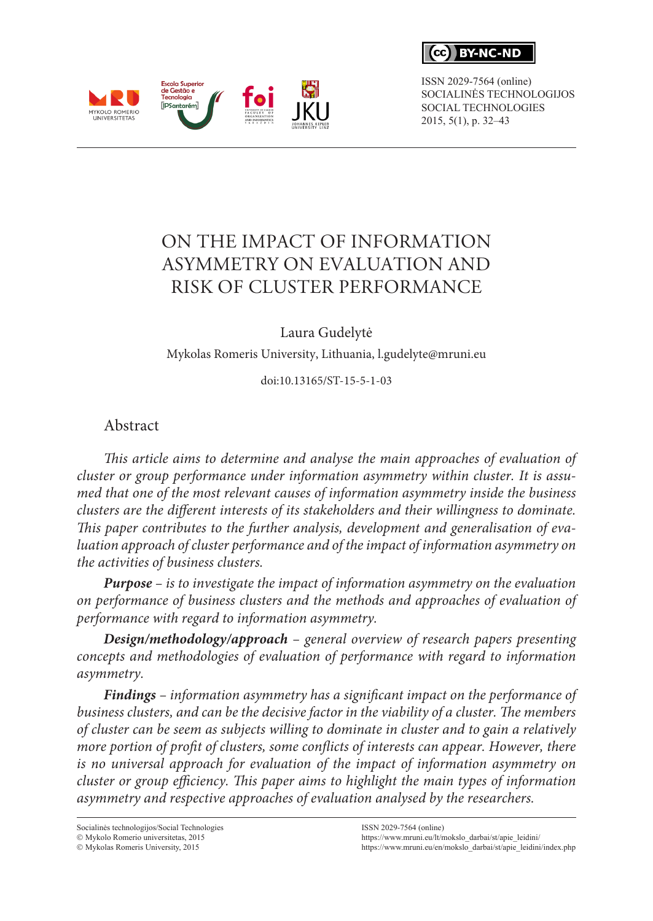BY-NC-ND

ISSN 2029-7564 (online)
SOCIALINĖS TECHNOLOGIJOS
SOCIAL TECHNOLOGIES
2015, 5(1), p. 32–43

# ON THE IMPACT OF INFORMATION ASYMMETRY ON EVALUATION AND RISK OF CLUSTER PERFORMANCE

Laura Gudelytė

Mykolas Romeris University, Lithuania, l.gudelyte@mruni.eu

doi:10.13165/ST-15-5-1-03

## Abstract

*This article aims to determine and analyse the main approaches of evaluation of cluster or group performance under information asymmetry within cluster. It is assumed that one of the most relevant causes of information asymmetry inside the business clusters are the different interests of its stakeholders and their willingness to dominate. This paper contributes to the further analysis, development and generalisation of evaluation approach of cluster performance and of the impact of information asymmetry on the activities of business clusters.*

***Purpose*** *– is to investigate the impact of information asymmetry on the evaluation on performance of business clusters and the methods and approaches of evaluation of performance with regard to information asymmetry.*

***Design/methodology/approach*** *– general overview of research papers presenting concepts and methodologies of evaluation of performance with regard to information asymmetry.*

***Findings*** *– information asymmetry has a significant impact on the performance of business clusters, and can be the decisive factor in the viability of a cluster. The members of cluster can be seem as subjects willing to dominate in cluster and to gain a relatively more portion of profit of clusters, some conflicts of interests can appear. However, there is no universal approach for evaluation of the impact of information asymmetry on cluster or group efficiency. This paper aims to highlight the main types of information asymmetry and respective approaches of evaluation analysed by the researchers.*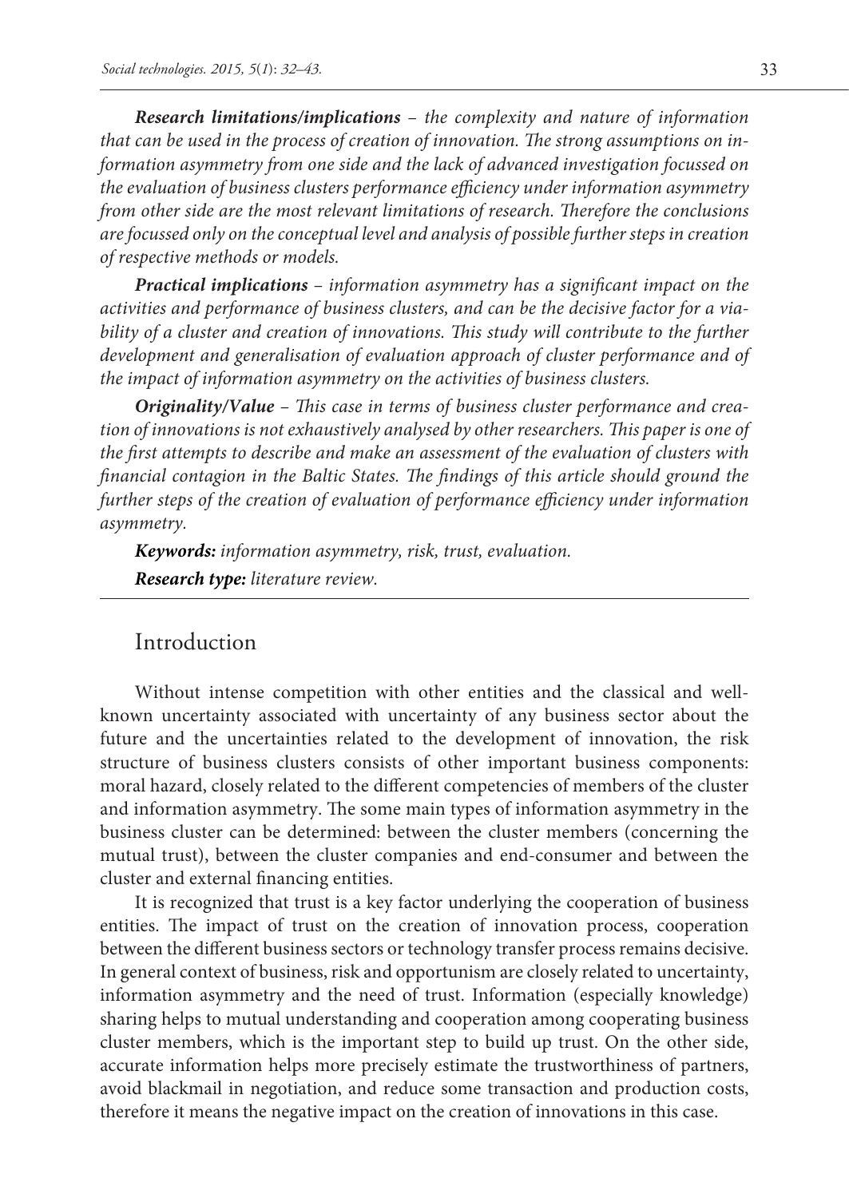***Research limitations/implications*** – *the complexity and nature of information that can be used in the process of creation of innovation. The strong assumptions on information asymmetry from one side and the lack of advanced investigation focussed on the evaluation of business clusters performance efficiency under information asymmetry from other side are the most relevant limitations of research. Therefore the conclusions are focussed only on the conceptual level and analysis of possible further steps in creation of respective methods or models.*

***Practical implications*** – *information asymmetry has a significant impact on the activities and performance of business clusters, and can be the decisive factor for a viability of a cluster and creation of innovations. This study will contribute to the further development and generalisation of evaluation approach of cluster performance and of the impact of information asymmetry on the activities of business clusters.*

***Originality/Value*** – *This case in terms of business cluster performance and creation of innovations is not exhaustively analysed by other researchers. This paper is one of the first attempts to describe and make an assessment of the evaluation of clusters with financial contagion in the Baltic States. The findings of this article should ground the further steps of the creation of evaluation of performance efficiency under information asymmetry.*

***Keywords:*** *information asymmetry, risk, trust, evaluation.*

***Research type:*** *literature review.*

## Introduction

Without intense competition with other entities and the classical and well-known uncertainty associated with uncertainty of any business sector about the future and the uncertainties related to the development of innovation, the risk structure of business clusters consists of other important business components: moral hazard, closely related to the different competencies of members of the cluster and information asymmetry. The some main types of information asymmetry in the business cluster can be determined: between the cluster members (concerning the mutual trust), between the cluster companies and end-consumer and between the cluster and external financing entities.

It is recognized that trust is a key factor underlying the cooperation of business entities. The impact of trust on the creation of innovation process, cooperation between the different business sectors or technology transfer process remains decisive. In general context of business, risk and opportunism are closely related to uncertainty, information asymmetry and the need of trust. Information (especially knowledge) sharing helps to mutual understanding and cooperation among cooperating business cluster members, which is the important step to build up trust. On the other side, accurate information helps more precisely estimate the trustworthiness of partners, avoid blackmail in negotiation, and reduce some transaction and production costs, therefore it means the negative impact on the creation of innovations in this case.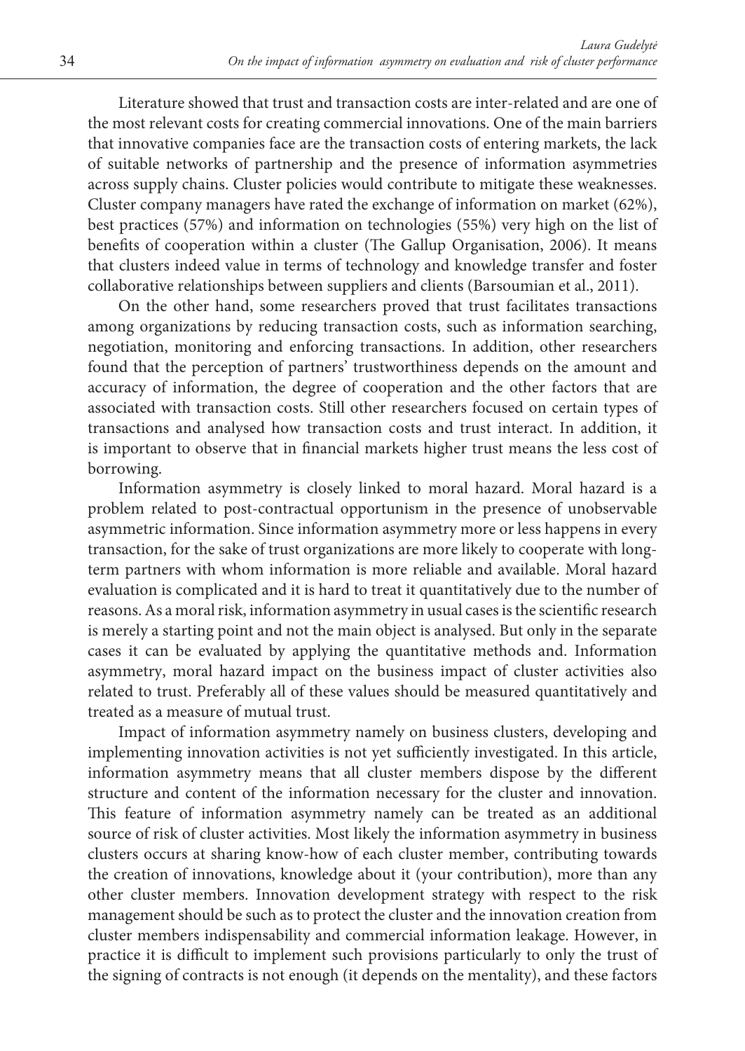Literature showed that trust and transaction costs are inter-related and are one of the most relevant costs for creating commercial innovations. One of the main barriers that innovative companies face are the transaction costs of entering markets, the lack of suitable networks of partnership and the presence of information asymmetries across supply chains. Cluster policies would contribute to mitigate these weaknesses. Cluster company managers have rated the exchange of information on market (62%), best practices (57%) and information on technologies (55%) very high on the list of benefits of cooperation within a cluster (The Gallup Organisation, 2006). It means that clusters indeed value in terms of technology and knowledge transfer and foster collaborative relationships between suppliers and clients (Barsoumian et al., 2011).

On the other hand, some researchers proved that trust facilitates transactions among organizations by reducing transaction costs, such as information searching, negotiation, monitoring and enforcing transactions. In addition, other researchers found that the perception of partners' trustworthiness depends on the amount and accuracy of information, the degree of cooperation and the other factors that are associated with transaction costs. Still other researchers focused on certain types of transactions and analysed how transaction costs and trust interact. In addition, it is important to observe that in financial markets higher trust means the less cost of borrowing.

Information asymmetry is closely linked to moral hazard. Moral hazard is a problem related to post-contractual opportunism in the presence of unobservable asymmetric information. Since information asymmetry more or less happens in every transaction, for the sake of trust organizations are more likely to cooperate with long-term partners with whom information is more reliable and available. Moral hazard evaluation is complicated and it is hard to treat it quantitatively due to the number of reasons. As a moral risk, information asymmetry in usual cases is the scientific research is merely a starting point and not the main object is analysed. But only in the separate cases it can be evaluated by applying the quantitative methods and. Information asymmetry, moral hazard impact on the business impact of cluster activities also related to trust. Preferably all of these values should be measured quantitatively and treated as a measure of mutual trust.

Impact of information asymmetry namely on business clusters, developing and implementing innovation activities is not yet sufficiently investigated. In this article, information asymmetry means that all cluster members dispose by the different structure and content of the information necessary for the cluster and innovation. This feature of information asymmetry namely can be treated as an additional source of risk of cluster activities. Most likely the information asymmetry in business clusters occurs at sharing know-how of each cluster member, contributing towards the creation of innovations, knowledge about it (your contribution), more than any other cluster members. Innovation development strategy with respect to the risk management should be such as to protect the cluster and the innovation creation from cluster members indispensability and commercial information leakage. However, in practice it is difficult to implement such provisions particularly to only the trust of the signing of contracts is not enough (it depends on the mentality), and these factors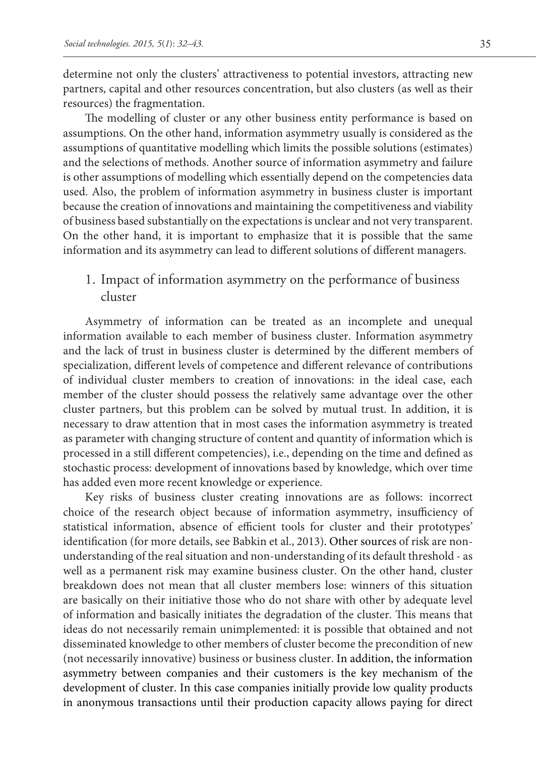determine not only the clusters' attractiveness to potential investors, attracting new partners, capital and other resources concentration, but also clusters (as well as their resources) the fragmentation.

The modelling of cluster or any other business entity performance is based on assumptions. On the other hand, information asymmetry usually is considered as the assumptions of quantitative modelling which limits the possible solutions (estimates) and the selections of methods. Another source of information asymmetry and failure is other assumptions of modelling which essentially depend on the competencies data used. Also, the problem of information asymmetry in business cluster is important because the creation of innovations and maintaining the competitiveness and viability of business based substantially on the expectations is unclear and not very transparent. On the other hand, it is important to emphasize that it is possible that the same information and its asymmetry can lead to different solutions of different managers.

## 1. Impact of information asymmetry on the performance of business cluster

Asymmetry of information can be treated as an incomplete and unequal information available to each member of business cluster. Information asymmetry and the lack of trust in business cluster is determined by the different members of specialization, different levels of competence and different relevance of contributions of individual cluster members to creation of innovations: in the ideal case, each member of the cluster should possess the relatively same advantage over the other cluster partners, but this problem can be solved by mutual trust. In addition, it is necessary to draw attention that in most cases the information asymmetry is treated as parameter with changing structure of content and quantity of information which is processed in a still different competencies), i.e., depending on the time and defined as stochastic process: development of innovations based by knowledge, which over time has added even more recent knowledge or experience.

Key risks of business cluster creating innovations are as follows: incorrect choice of the research object because of information asymmetry, insufficiency of statistical information, absence of efficient tools for cluster and their prototypes' identification (for more details, see Babkin et al., 2013). Other sources of risk are non-understanding of the real situation and non-understanding of its default threshold - as well as a permanent risk may examine business cluster. On the other hand, cluster breakdown does not mean that all cluster members lose: winners of this situation are basically on their initiative those who do not share with other by adequate level of information and basically initiates the degradation of the cluster. This means that ideas do not necessarily remain unimplemented: it is possible that obtained and not disseminated knowledge to other members of cluster become the precondition of new (not necessarily innovative) business or business cluster. In addition, the information asymmetry between companies and their customers is the key mechanism of the development of cluster. In this case companies initially provide low quality products in anonymous transactions until their production capacity allows paying for direct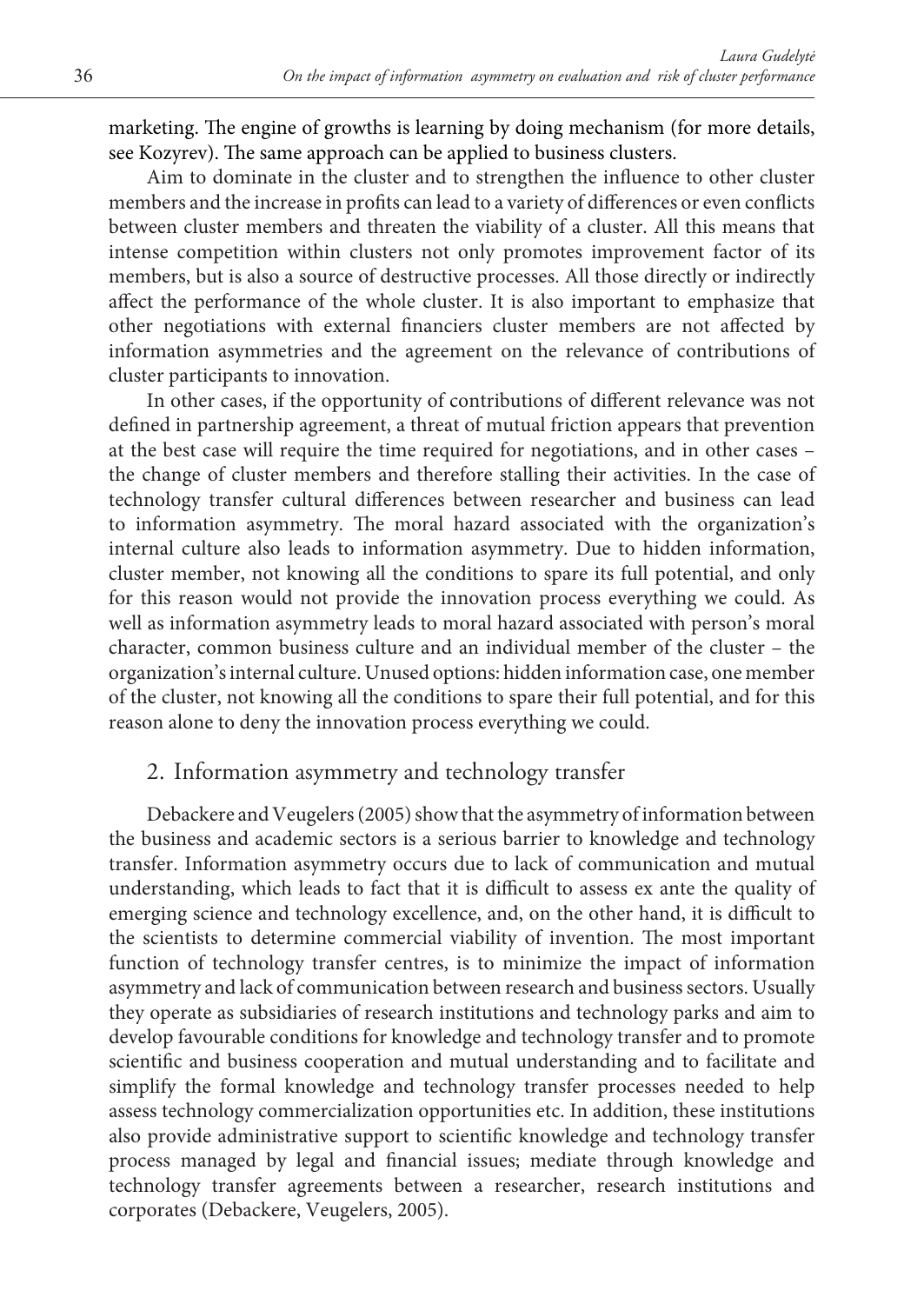marketing. The engine of growths is learning by doing mechanism (for more details, see Kozyrev). The same approach can be applied to business clusters.

Aim to dominate in the cluster and to strengthen the influence to other cluster members and the increase in profits can lead to a variety of differences or even conflicts between cluster members and threaten the viability of a cluster. All this means that intense competition within clusters not only promotes improvement factor of its members, but is also a source of destructive processes. All those directly or indirectly affect the performance of the whole cluster. It is also important to emphasize that other negotiations with external financiers cluster members are not affected by information asymmetries and the agreement on the relevance of contributions of cluster participants to innovation.

In other cases, if the opportunity of contributions of different relevance was not defined in partnership agreement, a threat of mutual friction appears that prevention at the best case will require the time required for negotiations, and in other cases – the change of cluster members and therefore stalling their activities. In the case of technology transfer cultural differences between researcher and business can lead to information asymmetry. The moral hazard associated with the organization's internal culture also leads to information asymmetry. Due to hidden information, cluster member, not knowing all the conditions to spare its full potential, and only for this reason would not provide the innovation process everything we could. As well as information asymmetry leads to moral hazard associated with person's moral character, common business culture and an individual member of the cluster – the organization's internal culture. Unused options: hidden information case, one member of the cluster, not knowing all the conditions to spare their full potential, and for this reason alone to deny the innovation process everything we could.

## 2. Information asymmetry and technology transfer

Debackere and Veugelers (2005) show that the asymmetry of information between the business and academic sectors is a serious barrier to knowledge and technology transfer. Information asymmetry occurs due to lack of communication and mutual understanding, which leads to fact that it is difficult to assess ex ante the quality of emerging science and technology excellence, and, on the other hand, it is difficult to the scientists to determine commercial viability of invention. The most important function of technology transfer centres, is to minimize the impact of information asymmetry and lack of communication between research and business sectors. Usually they operate as subsidiaries of research institutions and technology parks and aim to develop favourable conditions for knowledge and technology transfer and to promote scientific and business cooperation and mutual understanding and to facilitate and simplify the formal knowledge and technology transfer processes needed to help assess technology commercialization opportunities etc. In addition, these institutions also provide administrative support to scientific knowledge and technology transfer process managed by legal and financial issues; mediate through knowledge and technology transfer agreements between a researcher, research institutions and corporates (Debackere, Veugelers, 2005).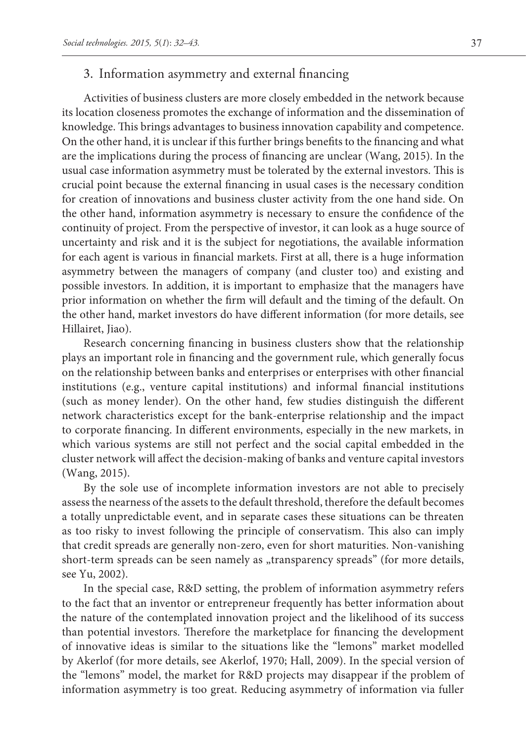## 3. Information asymmetry and external financing

Activities of business clusters are more closely embedded in the network because its location closeness promotes the exchange of information and the dissemination of knowledge. This brings advantages to business innovation capability and competence. On the other hand, it is unclear if this further brings benefits to the financing and what are the implications during the process of financing are unclear (Wang, 2015). In the usual case information asymmetry must be tolerated by the external investors. This is crucial point because the external financing in usual cases is the necessary condition for creation of innovations and business cluster activity from the one hand side. On the other hand, information asymmetry is necessary to ensure the confidence of the continuity of project. From the perspective of investor, it can look as a huge source of uncertainty and risk and it is the subject for negotiations, the available information for each agent is various in financial markets. First at all, there is a huge information asymmetry between the managers of company (and cluster too) and existing and possible investors. In addition, it is important to emphasize that the managers have prior information on whether the firm will default and the timing of the default. On the other hand, market investors do have different information (for more details, see Hillairet, Jiao).

Research concerning financing in business clusters show that the relationship plays an important role in financing and the government rule, which generally focus on the relationship between banks and enterprises or enterprises with other financial institutions (e.g., venture capital institutions) and informal financial institutions (such as money lender). On the other hand, few studies distinguish the different network characteristics except for the bank-enterprise relationship and the impact to corporate financing. In different environments, especially in the new markets, in which various systems are still not perfect and the social capital embedded in the cluster network will affect the decision-making of banks and venture capital investors (Wang, 2015).

By the sole use of incomplete information investors are not able to precisely assess the nearness of the assets to the default threshold, therefore the default becomes a totally unpredictable event, and in separate cases these situations can be threaten as too risky to invest following the principle of conservatism. This also can imply that credit spreads are generally non-zero, even for short maturities. Non-vanishing short-term spreads can be seen namely as „transparency spreads" (for more details, see Yu, 2002).

In the special case, R&D setting, the problem of information asymmetry refers to the fact that an inventor or entrepreneur frequently has better information about the nature of the contemplated innovation project and the likelihood of its success than potential investors. Therefore the marketplace for financing the development of innovative ideas is similar to the situations like the "lemons" market modelled by Akerlof (for more details, see Akerlof, 1970; Hall, 2009). In the special version of the "lemons" model, the market for R&D projects may disappear if the problem of information asymmetry is too great. Reducing asymmetry of information via fuller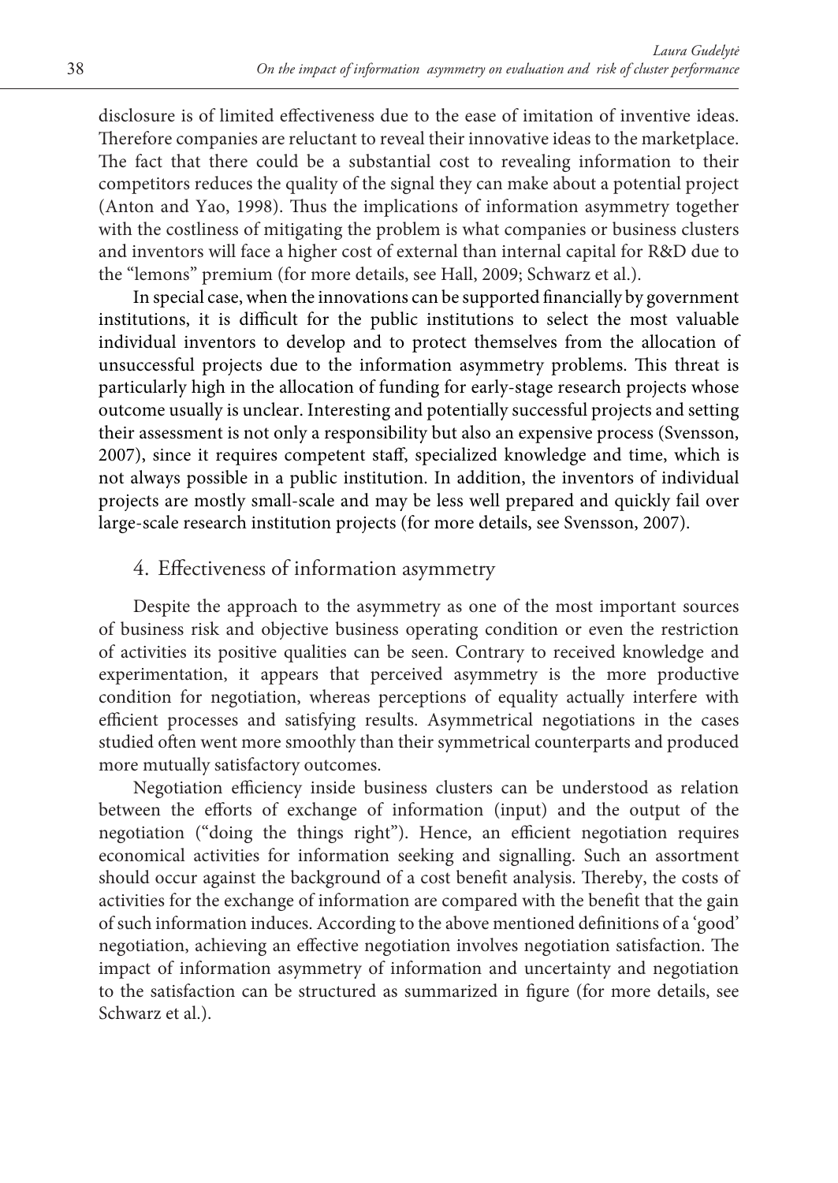disclosure is of limited effectiveness due to the ease of imitation of inventive ideas. Therefore companies are reluctant to reveal their innovative ideas to the marketplace. The fact that there could be a substantial cost to revealing information to their competitors reduces the quality of the signal they can make about a potential project (Anton and Yao, 1998). Thus the implications of information asymmetry together with the costliness of mitigating the problem is what companies or business clusters and inventors will face a higher cost of external than internal capital for R&D due to the "lemons" premium (for more details, see Hall, 2009; Schwarz et al.).

In special case, when the innovations can be supported financially by government institutions, it is difficult for the public institutions to select the most valuable individual inventors to develop and to protect themselves from the allocation of unsuccessful projects due to the information asymmetry problems. This threat is particularly high in the allocation of funding for early-stage research projects whose outcome usually is unclear. Interesting and potentially successful projects and setting their assessment is not only a responsibility but also an expensive process (Svensson, 2007), since it requires competent staff, specialized knowledge and time, which is not always possible in a public institution. In addition, the inventors of individual projects are mostly small-scale and may be less well prepared and quickly fail over large-scale research institution projects (for more details, see Svensson, 2007).

## 4. Effectiveness of information asymmetry

Despite the approach to the asymmetry as one of the most important sources of business risk and objective business operating condition or even the restriction of activities its positive qualities can be seen. Contrary to received knowledge and experimentation, it appears that perceived asymmetry is the more productive condition for negotiation, whereas perceptions of equality actually interfere with efficient processes and satisfying results. Asymmetrical negotiations in the cases studied often went more smoothly than their symmetrical counterparts and produced more mutually satisfactory outcomes.

Negotiation efficiency inside business clusters can be understood as relation between the efforts of exchange of information (input) and the output of the negotiation ("doing the things right"). Hence, an efficient negotiation requires economical activities for information seeking and signalling. Such an assortment should occur against the background of a cost benefit analysis. Thereby, the costs of activities for the exchange of information are compared with the benefit that the gain of such information induces. According to the above mentioned definitions of a 'good' negotiation, achieving an effective negotiation involves negotiation satisfaction. The impact of information asymmetry of information and uncertainty and negotiation to the satisfaction can be structured as summarized in figure (for more details, see Schwarz et al.).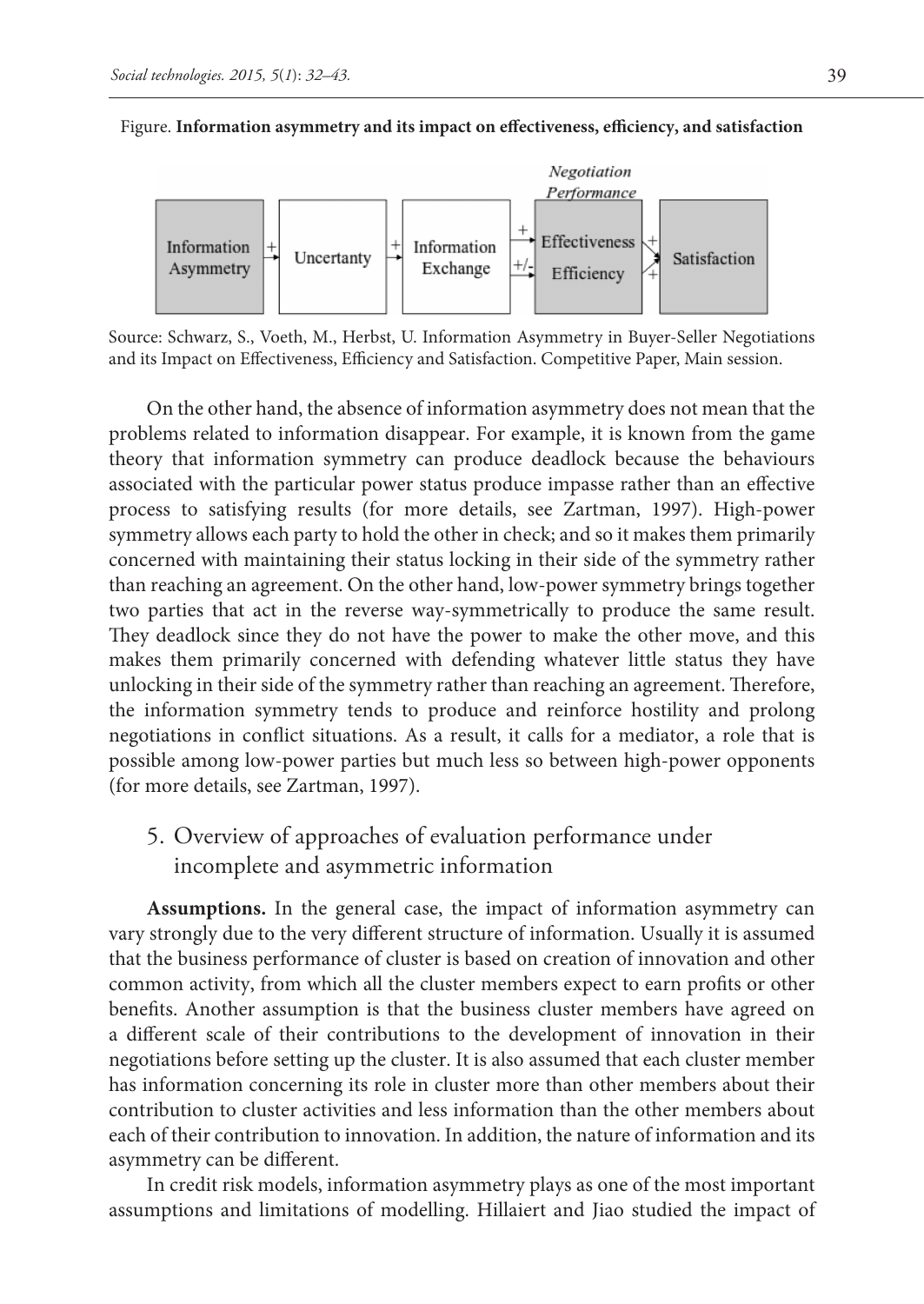Figure. **Information asymmetry and its impact on effectiveness, efficiency, and satisfaction**

Source: Schwarz, S., Voeth, M., Herbst, U. Information Asymmetry in Buyer-Seller Negotiations and its Impact on Effectiveness, Efficiency and Satisfaction. Competitive Paper, Main session.

On the other hand, the absence of information asymmetry does not mean that the problems related to information disappear. For example, it is known from the game theory that information symmetry can produce deadlock because the behaviours associated with the particular power status produce impasse rather than an effective process to satisfying results (for more details, see Zartman, 1997). High-power symmetry allows each party to hold the other in check; and so it makes them primarily concerned with maintaining their status locking in their side of the symmetry rather than reaching an agreement. On the other hand, low-power symmetry brings together two parties that act in the reverse way-symmetrically to produce the same result. They deadlock since they do not have the power to make the other move, and this makes them primarily concerned with defending whatever little status they have unlocking in their side of the symmetry rather than reaching an agreement. Therefore, the information symmetry tends to produce and reinforce hostility and prolong negotiations in conflict situations. As a result, it calls for a mediator, a role that is possible among low-power parties but much less so between high-power opponents (for more details, see Zartman, 1997).

## 5. Overview of approaches of evaluation performance under incomplete and asymmetric information

**Assumptions.** In the general case, the impact of information asymmetry can vary strongly due to the very different structure of information. Usually it is assumed that the business performance of cluster is based on creation of innovation and other common activity, from which all the cluster members expect to earn profits or other benefits. Another assumption is that the business cluster members have agreed on a different scale of their contributions to the development of innovation in their negotiations before setting up the cluster. It is also assumed that each cluster member has information concerning its role in cluster more than other members about their contribution to cluster activities and less information than the other members about each of their contribution to innovation. In addition, the nature of information and its asymmetry can be different.

In credit risk models, information asymmetry plays as one of the most important assumptions and limitations of modelling. Hillaiert and Jiao studied the impact of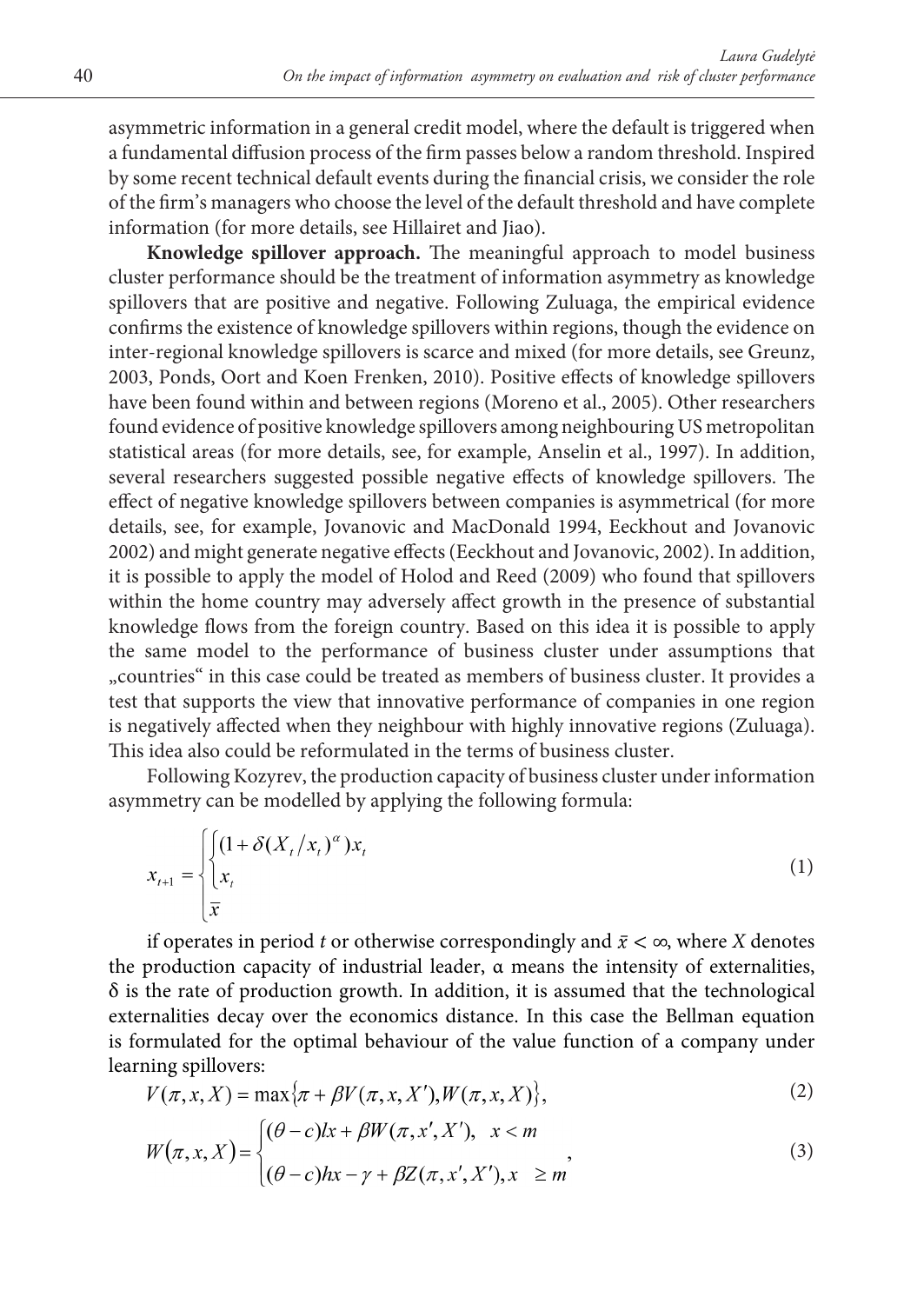asymmetric information in a general credit model, where the default is triggered when a fundamental diffusion process of the firm passes below a random threshold. Inspired by some recent technical default events during the financial crisis, we consider the role of the firm's managers who choose the level of the default threshold and have complete information (for more details, see Hillairet and Jiao).

**Knowledge spillover approach.** The meaningful approach to model business cluster performance should be the treatment of information asymmetry as knowledge spillovers that are positive and negative. Following Zuluaga, the empirical evidence confirms the existence of knowledge spillovers within regions, though the evidence on inter-regional knowledge spillovers is scarce and mixed (for more details, see Greunz, 2003, Ponds, Oort and Koen Frenken, 2010). Positive effects of knowledge spillovers have been found within and between regions (Moreno et al., 2005). Other researchers found evidence of positive knowledge spillovers among neighbouring US metropolitan statistical areas (for more details, see, for example, Anselin et al., 1997). In addition, several researchers suggested possible negative effects of knowledge spillovers. The effect of negative knowledge spillovers between companies is asymmetrical (for more details, see, for example, Jovanovic and MacDonald 1994, Eeckhout and Jovanovic 2002) and might generate negative effects (Eeckhout and Jovanovic, 2002). In addition, it is possible to apply the model of Holod and Reed (2009) who found that spillovers within the home country may adversely affect growth in the presence of substantial knowledge flows from the foreign country. Based on this idea it is possible to apply the same model to the performance of business cluster under assumptions that „countries" in this case could be treated as members of business cluster. It provides a test that supports the view that innovative performance of companies in one region is negatively affected when they neighbour with highly innovative regions (Zuluaga). This idea also could be reformulated in the terms of business cluster.

Following Kozyrev, the production capacity of business cluster under information asymmetry can be modelled by applying the following formula:

$$x_{t+1} = \begin{cases} \begin{cases} (1+\delta(X_t/x_t)^{\alpha})x_t \\ x_t \end{cases} \\ \bar{x} \end{cases} \tag{1}$$

if operates in period $t$ or otherwise correspondingly and $\bar{x} < \infty$, where $X$ denotes the production capacity of industrial leader, $\alpha$ means the intensity of externalities, $\delta$ is the rate of production growth. In addition, it is assumed that the technological externalities decay over the economics distance. In this case the Bellman equation is formulated for the optimal behaviour of the value function of a company under learning spillovers:

$$V(\pi, x, X) = \max\{\pi + \beta V(\pi, x, X'), W(\pi, x, X)\}, \tag{2}$$

$$W(\pi, x, X) = \begin{cases} (\theta - c)lx + \beta W(\pi, x', X'), & x < m \\ (\theta - c)hx - \gamma + \beta Z(\pi, x', X'), & x \geq m \end{cases}, \tag{3}$$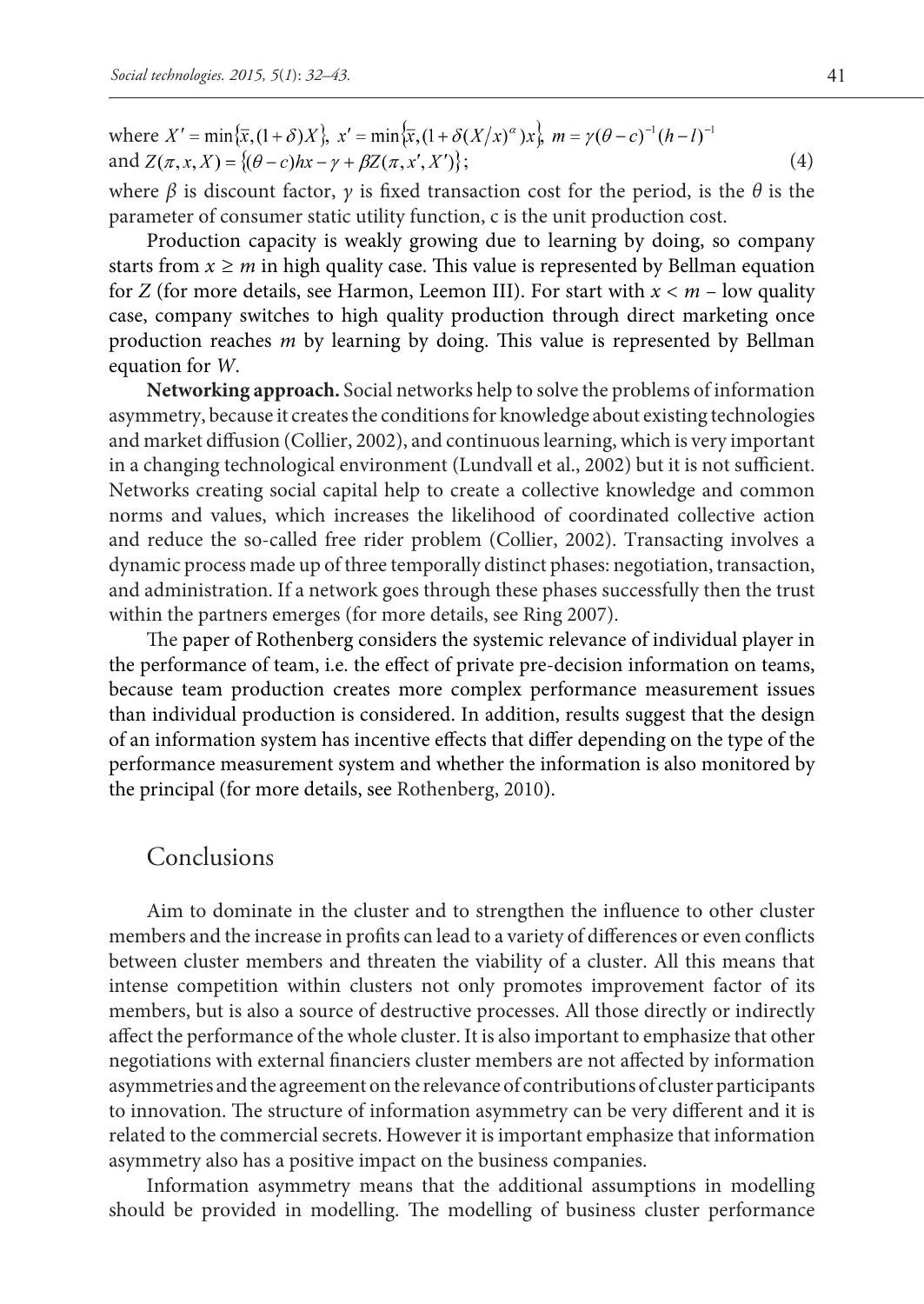where $X' = \min\{\bar{x}, (1+\delta)X\}$, $x' = \min\{\bar{x}, (1+\delta(X/x)^{\alpha})x\}$, $m = \gamma(\theta - c)^{-1}(h-l)^{-1}$
and $Z(\pi, x, X) = \{(\theta - c)hx - \gamma + \beta Z(\pi, x', X')\}$; (4)

where $\beta$ is discount factor, $\gamma$ is fixed transaction cost for the period, is the $\theta$ is the parameter of consumer static utility function, c is the unit production cost.

Production capacity is weakly growing due to learning by doing, so company starts from $x \geq m$ in high quality case. This value is represented by Bellman equation for $Z$ (for more details, see Harmon, Leemon III). For start with $x < m$ – low quality case, company switches to high quality production through direct marketing once production reaches $m$ by learning by doing. This value is represented by Bellman equation for $W$.

**Networking approach.** Social networks help to solve the problems of information asymmetry, because it creates the conditions for knowledge about existing technologies and market diffusion (Collier, 2002), and continuous learning, which is very important in a changing technological environment (Lundvall et al., 2002) but it is not sufficient. Networks creating social capital help to create a collective knowledge and common norms and values, which increases the likelihood of coordinated collective action and reduce the so-called free rider problem (Collier, 2002). Transacting involves a dynamic process made up of three temporally distinct phases: negotiation, transaction, and administration. If a network goes through these phases successfully then the trust within the partners emerges (for more details, see Ring 2007).

The paper of Rothenberg considers the systemic relevance of individual player in the performance of team, i.e. the effect of private pre-decision information on teams, because team production creates more complex performance measurement issues than individual production is considered. In addition, results suggest that the design of an information system has incentive effects that differ depending on the type of the performance measurement system and whether the information is also monitored by the principal (for more details, see Rothenberg, 2010).

## Conclusions

Aim to dominate in the cluster and to strengthen the influence to other cluster members and the increase in profits can lead to a variety of differences or even conflicts between cluster members and threaten the viability of a cluster. All this means that intense competition within clusters not only promotes improvement factor of its members, but is also a source of destructive processes. All those directly or indirectly affect the performance of the whole cluster. It is also important to emphasize that other negotiations with external financiers cluster members are not affected by information asymmetries and the agreement on the relevance of contributions of cluster participants to innovation. The structure of information asymmetry can be very different and it is related to the commercial secrets. However it is important emphasize that information asymmetry also has a positive impact on the business companies.

Information asymmetry means that the additional assumptions in modelling should be provided in modelling. The modelling of business cluster performance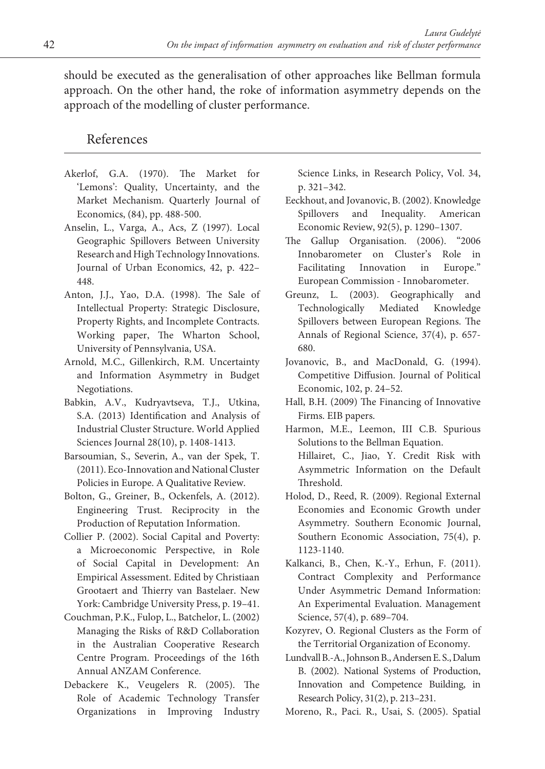should be executed as the generalisation of other approaches like Bellman formula approach. On the other hand, the roke of information asymmetry depends on the approach of the modelling of cluster performance.

## References

Akerlof, G.A. (1970). The Market for 'Lemons': Quality, Uncertainty, and the Market Mechanism. Quarterly Journal of Economics, (84), pp. 488-500.

Anselin, L., Varga, A., Acs, Z (1997). Local Geographic Spillovers Between University Research and High Technology Innovations. Journal of Urban Economics, 42, p. 422–448.

Anton, J.J., Yao, D.A. (1998). The Sale of Intellectual Property: Strategic Disclosure, Property Rights, and Incomplete Contracts. Working paper, The Wharton School, University of Pennsylvania, USA.

Arnold, M.C., Gillenkirch, R.M. Uncertainty and Information Asymmetry in Budget Negotiations.

Babkin, A.V., Kudryavtseva, T.J., Utkina, S.A. (2013) Identification and Analysis of Industrial Cluster Structure. World Applied Sciences Journal 28(10), p. 1408-1413.

Barsoumian, S., Severin, A., van der Spek, T. (2011). Eco-Innovation and National Cluster Policies in Europe. A Qualitative Review.

Bolton, G., Greiner, B., Ockenfels, A. (2012). Engineering Trust. Reciprocity in the Production of Reputation Information.

Collier P. (2002). Social Capital and Poverty: a Microeconomic Perspective, in Role of Social Capital in Development: An Empirical Assessment. Edited by Christiaan Grootaert and Thierry van Bastelaer. New York: Cambridge University Press, p. 19–41.

Couchman, P.K., Fulop, L., Batchelor, L. (2002) Managing the Risks of R&D Collaboration in the Australian Cooperative Research Centre Program. Proceedings of the 16th Annual ANZAM Conference.

Debackere K., Veugelers R. (2005). The Role of Academic Technology Transfer Organizations in Improving Industry Science Links, in Research Policy, Vol. 34, p. 321–342.

Eeckhout, and Jovanovic, B. (2002). Knowledge Spillovers and Inequality. American Economic Review, 92(5), p. 1290–1307.

The Gallup Organisation. (2006). "2006 Innobarometer on Cluster's Role in Facilitating Innovation in Europe." European Commission - Innobarometer.

Greunz, L. (2003). Geographically and Technologically Mediated Knowledge Spillovers between European Regions. The Annals of Regional Science, 37(4), p. 657-680.

Jovanovic, B., and MacDonald, G. (1994). Competitive Diffusion. Journal of Political Economic, 102, p. 24–52.

Hall, B.H. (2009) The Financing of Innovative Firms. EIB papers.

Harmon, M.E., Leemon, III C.B. Spurious Solutions to the Bellman Equation.

Hillairet, C., Jiao, Y. Credit Risk with Asymmetric Information on the Default Threshold.

Holod, D., Reed, R. (2009). Regional External Economies and Economic Growth under Asymmetry. Southern Economic Journal, Southern Economic Association, 75(4), p. 1123-1140.

Kalkanci, B., Chen, K.-Y., Erhun, F. (2011). Contract Complexity and Performance Under Asymmetric Demand Information: An Experimental Evaluation. Management Science, 57(4), p. 689–704.

Kozyrev, O. Regional Clusters as the Form of the Territorial Organization of Economy.

Lundvall B.-A., Johnson B., Andersen E. S., Dalum B. (2002). National Systems of Production, Innovation and Competence Building, in Research Policy, 31(2), p. 213–231.

Moreno, R., Paci. R., Usai, S. (2005). Spatial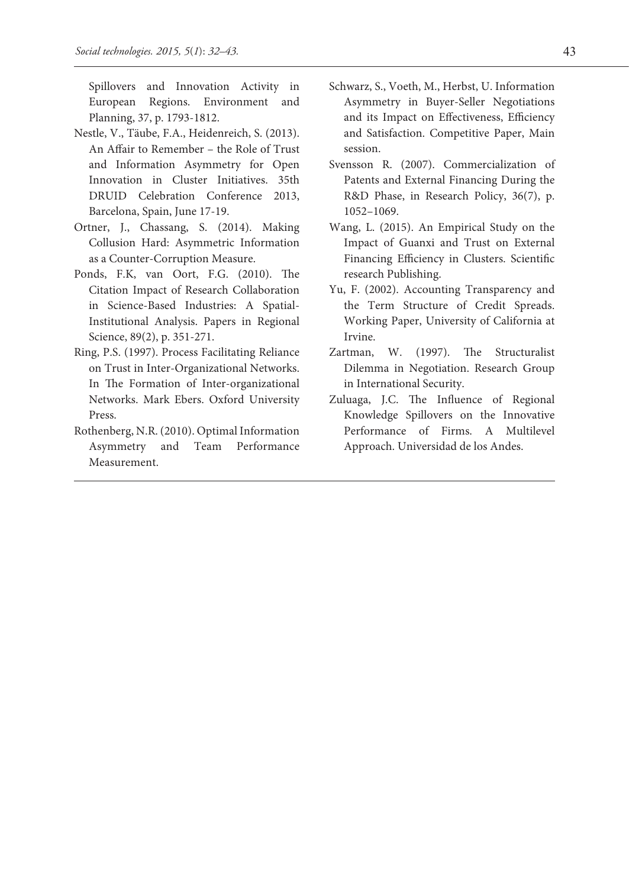Spillovers and Innovation Activity in European Regions. Environment and Planning, 37, p. 1793-1812.

Nestle, V., Täube, F.A., Heidenreich, S. (2013). An Affair to Remember – the Role of Trust and Information Asymmetry for Open Innovation in Cluster Initiatives. 35th DRUID Celebration Conference 2013, Barcelona, Spain, June 17-19.

Ortner, J., Chassang, S. (2014). Making Collusion Hard: Asymmetric Information as a Counter-Corruption Measure.

Ponds, F.K, van Oort, F.G. (2010). The Citation Impact of Research Collaboration in Science-Based Industries: A Spatial-Institutional Analysis. Papers in Regional Science, 89(2), p. 351-271.

Ring, P.S. (1997). Process Facilitating Reliance on Trust in Inter-Organizational Networks. In The Formation of Inter-organizational Networks. Mark Ebers. Oxford University Press.

Rothenberg, N.R. (2010). Optimal Information Asymmetry and Team Performance Measurement.

Schwarz, S., Voeth, M., Herbst, U. Information Asymmetry in Buyer-Seller Negotiations and its Impact on Effectiveness, Efficiency and Satisfaction. Competitive Paper, Main session.

Svensson R. (2007). Commercialization of Patents and External Financing During the R&D Phase, in Research Policy, 36(7), p. 1052–1069.

Wang, L. (2015). An Empirical Study on the Impact of Guanxi and Trust on External Financing Efficiency in Clusters. Scientific research Publishing.

Yu, F. (2002). Accounting Transparency and the Term Structure of Credit Spreads. Working Paper, University of California at Irvine.

Zartman, W. (1997). The Structuralist Dilemma in Negotiation. Research Group in International Security.

Zuluaga, J.C. The Influence of Regional Knowledge Spillovers on the Innovative Performance of Firms. A Multilevel Approach. Universidad de los Andes.